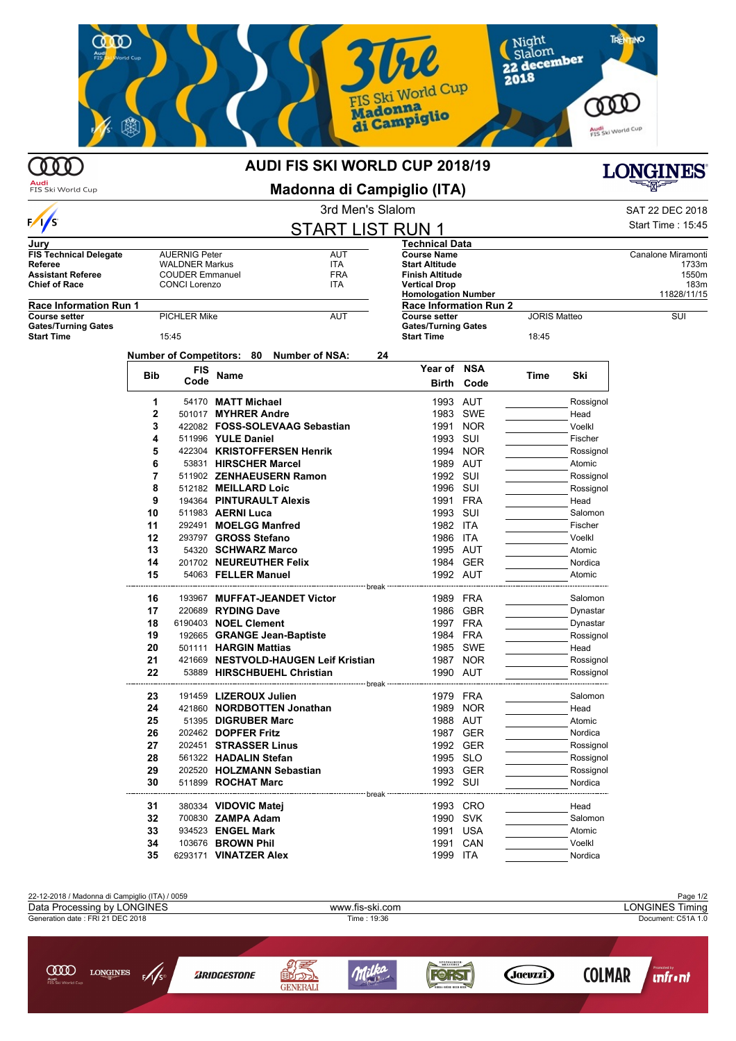# AUDI FIS SKI WORLD CUP 2018/19

## Madonna di Campiglio (ITA)

3rd Men's Slalom

SAT 22 DEC 2018

Start Time : 15:45

## START LIST RUN 1

| Jury | | |
|---|---|---|
| FIS Technical Delegate | AUERNIG Peter | AUT |
| Referee | WALDNER Markus | ITA |
| Assistant Referee | COUDER Emmanuel | FRA |
| Chief of Race | CONCI Lorenzo | ITA |

| Technical Data | |
|---|---|
| Course Name | Canalone Miramonti |
| Start Altitude | 1733m |
| Finish Altitude | 1550m |
| Vertical Drop | 183m |
| Homologation Number | 11828/11/15 |

| Race Information Run 1 | | |
|---|---|---|
| Course setter | PICHLER Mike | AUT |
| Gates/Turning Gates | | |
| Start Time | 15:45 | |

| Race Information Run 2 | | |
|---|---|---|
| Course setter | JORIS Matteo | SUI |
| Gates/Turning Gates | | |
| Start Time | 18:45 | |

Number of Competitors: 80 Number of NSA: 24

| Bib | FIS Code | Name | Year of Birth | NSA Code | Time | Ski |
|---|---|---|---|---|---|---|
| 1 | 54170 | **MATT Michael** | 1993 | AUT | | Rossignol |
| 2 | 501017 | **MYHRER Andre** | 1983 | SWE | | Head |
| 3 | 422082 | **FOSS-SOLEVAAG Sebastian** | 1991 | NOR | | Voelkl |
| 4 | 511996 | **YULE Daniel** | 1993 | SUI | | Fischer |
| 5 | 422304 | **KRISTOFFERSEN Henrik** | 1994 | NOR | | Rossignol |
| 6 | 53831 | **HIRSCHER Marcel** | 1989 | AUT | | Atomic |
| 7 | 511902 | **ZENHAEUSERN Ramon** | 1992 | SUI | | Rossignol |
| 8 | 512182 | **MEILLARD Loic** | 1996 | SUI | | Rossignol |
| 9 | 194364 | **PINTURAULT Alexis** | 1991 | FRA | | Head |
| 10 | 511983 | **AERNI Luca** | 1993 | SUI | | Salomon |
| 11 | 292491 | **MOELGG Manfred** | 1982 | ITA | | Fischer |
| 12 | 293797 | **GROSS Stefano** | 1986 | ITA | | Voelkl |
| 13 | 54320 | **SCHWARZ Marco** | 1995 | AUT | | Atomic |
| 14 | 201702 | **NEUREUTHER Felix** | 1984 | GER | | Nordica |
| 15 | 54063 | **FELLER Manuel** | 1992 | AUT | | Atomic |
| | | break | | | | |
| 16 | 193967 | **MUFFAT-JEANDET Victor** | 1989 | FRA | | Salomon |
| 17 | 220689 | **RYDING Dave** | 1986 | GBR | | Dynastar |
| 18 | 6190403 | **NOEL Clement** | 1997 | FRA | | Dynastar |
| 19 | 192665 | **GRANGE Jean-Baptiste** | 1984 | FRA | | Rossignol |
| 20 | 501111 | **HARGIN Mattias** | 1985 | SWE | | Head |
| 21 | 421669 | **NESTVOLD-HAUGEN Leif Kristian** | 1987 | NOR | | Rossignol |
| 22 | 53889 | **HIRSCHBUEHL Christian** | 1990 | AUT | | Rossignol |
| | | break | | | | |
| 23 | 191459 | **LIZEROUX Julien** | 1979 | FRA | | Salomon |
| 24 | 421860 | **NORDBOTTEN Jonathan** | 1989 | NOR | | Head |
| 25 | 51395 | **DIGRUBER Marc** | 1988 | AUT | | Atomic |
| 26 | 202462 | **DOPFER Fritz** | 1987 | GER | | Nordica |
| 27 | 202451 | **STRASSER Linus** | 1992 | GER | | Rossignol |
| 28 | 561322 | **HADALIN Stefan** | 1995 | SLO | | Rossignol |
| 29 | 202520 | **HOLZMANN Sebastian** | 1993 | GER | | Rossignol |
| 30 | 511899 | **ROCHAT Marc** | 1992 | SUI | | Nordica |
| | | break | | | | |
| 31 | 380334 | **VIDOVIC Matej** | 1993 | CRO | | Head |
| 32 | 700830 | **ZAMPA Adam** | 1990 | SVK | | Salomon |
| 33 | 934523 | **ENGEL Mark** | 1991 | USA | | Atomic |
| 34 | 103676 | **BROWN Phil** | 1991 | CAN | | Voelkl |
| 35 | 6293171 | **VINATZER Alex** | 1999 | ITA | | Nordica |

22-12-2018 / Madonna di Campiglio (ITA) / 0059

Data Processing by LONGINES — www.fis-ski.com — LONGINES Timing

Generation date : FRI 21 DEC 2018 — Time : 19:36 — Document: C51A 1.0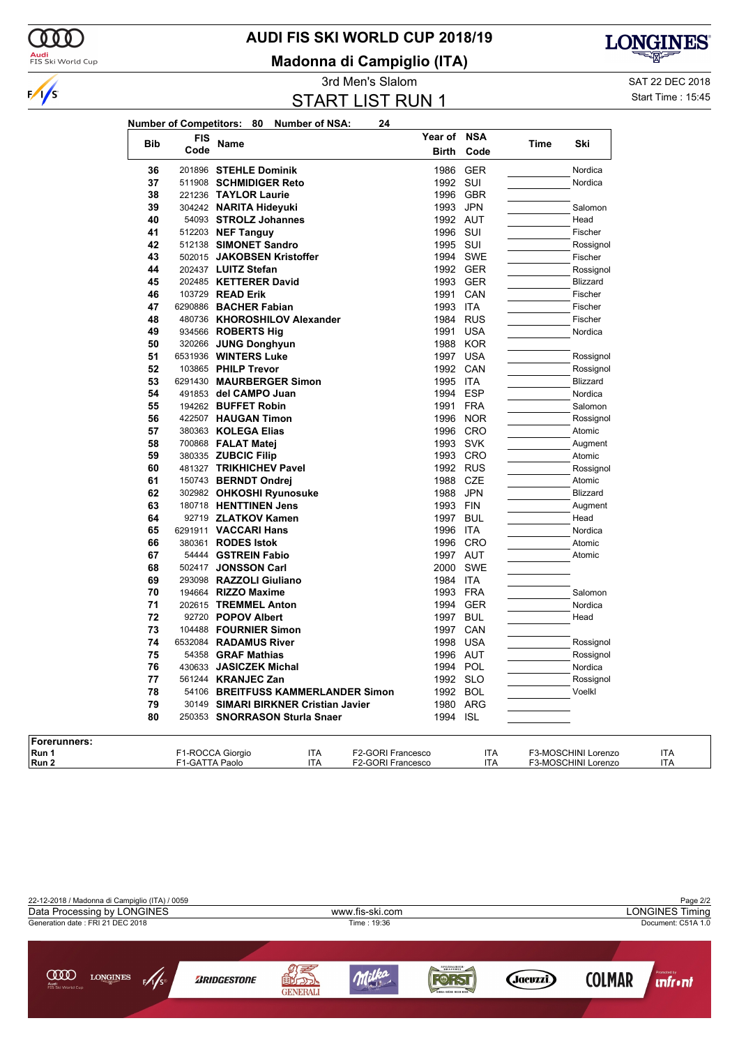# AUDI FIS SKI WORLD CUP 2018/19

## Madonna di Campiglio (ITA)

3rd Men's Slalom

SAT 22 DEC 2018

## START LIST RUN 1

Start Time : 15:45

**Number of Competitors: 80 Number of NSA: 24**

| Bib | FIS Code | Name | Year of Birth | NSA Code | Time | Ski |
|---|---|---|---|---|---|---|
| 36 | 201896 | **STEHLE Dominik** | 1986 | GER | | Nordica |
| 37 | 511908 | **SCHMIDIGER Reto** | 1992 | SUI | | Nordica |
| 38 | 221236 | **TAYLOR Laurie** | 1996 | GBR | | |
| 39 | 304242 | **NARITA Hideyuki** | 1993 | JPN | | Salomon |
| 40 | 54093 | **STROLZ Johannes** | 1992 | AUT | | Head |
| 41 | 512203 | **NEF Tanguy** | 1996 | SUI | | Fischer |
| 42 | 512138 | **SIMONET Sandro** | 1995 | SUI | | Rossignol |
| 43 | 502015 | **JAKOBSEN Kristoffer** | 1994 | SWE | | Fischer |
| 44 | 202437 | **LUITZ Stefan** | 1992 | GER | | Rossignol |
| 45 | 202485 | **KETTERER David** | 1993 | GER | | Blizzard |
| 46 | 103729 | **READ Erik** | 1991 | CAN | | Fischer |
| 47 | 6290886 | **BACHER Fabian** | 1993 | ITA | | Fischer |
| 48 | 480736 | **KHOROSHILOV Alexander** | 1984 | RUS | | Fischer |
| 49 | 934566 | **ROBERTS Hig** | 1991 | USA | | Nordica |
| 50 | 320266 | **JUNG Donghyun** | 1988 | KOR | | |
| 51 | 6531936 | **WINTERS Luke** | 1997 | USA | | Rossignol |
| 52 | 103865 | **PHILP Trevor** | 1992 | CAN | | Rossignol |
| 53 | 6291430 | **MAURBERGER Simon** | 1995 | ITA | | Blizzard |
| 54 | 491853 | **del CAMPO Juan** | 1994 | ESP | | Nordica |
| 55 | 194262 | **BUFFET Robin** | 1991 | FRA | | Salomon |
| 56 | 422507 | **HAUGAN Timon** | 1996 | NOR | | Rossignol |
| 57 | 380363 | **KOLEGA Elias** | 1996 | CRO | | Atomic |
| 58 | 700868 | **FALAT Matej** | 1993 | SVK | | Augment |
| 59 | 380335 | **ZUBCIC Filip** | 1993 | CRO | | Atomic |
| 60 | 481327 | **TRIKHICHEV Pavel** | 1992 | RUS | | Rossignol |
| 61 | 150743 | **BERNDT Ondrej** | 1988 | CZE | | Atomic |
| 62 | 302982 | **OHKOSHI Ryunosuke** | 1988 | JPN | | Blizzard |
| 63 | 180718 | **HENTTINEN Jens** | 1993 | FIN | | Augment |
| 64 | 92719 | **ZLATKOV Kamen** | 1997 | BUL | | Head |
| 65 | 6291911 | **VACCARI Hans** | 1996 | ITA | | Nordica |
| 66 | 380361 | **RODES Istok** | 1996 | CRO | | Atomic |
| 67 | 54444 | **GSTREIN Fabio** | 1997 | AUT | | Atomic |
| 68 | 502417 | **JONSSON Carl** | 2000 | SWE | | |
| 69 | 293098 | **RAZZOLI Giuliano** | 1984 | ITA | | |
| 70 | 194664 | **RIZZO Maxime** | 1993 | FRA | | Salomon |
| 71 | 202615 | **TREMMEL Anton** | 1994 | GER | | Nordica |
| 72 | 92720 | **POPOV Albert** | 1997 | BUL | | Head |
| 73 | 104488 | **FOURNIER Simon** | 1997 | CAN | | |
| 74 | 6532084 | **RADAMUS River** | 1998 | USA | | Rossignol |
| 75 | 54358 | **GRAF Mathias** | 1996 | AUT | | Rossignol |
| 76 | 430633 | **JASICZEK Michal** | 1994 | POL | | Nordica |
| 77 | 561244 | **KRANJEC Zan** | 1992 | SLO | | Rossignol |
| 78 | 54106 | **BREITFUSS KAMMERLANDER Simon** | 1992 | BOL | | Voelkl |
| 79 | 30149 | **SIMARI BIRKNER Cristian Javier** | 1980 | ARG | | |
| 80 | 250353 | **SNORRASON Sturla Snaer** | 1994 | ISL | | |

**Forerunners:**

| | | | | | | |
|---|---|---|---|---|---|---|
| **Run 1** | F1-ROCCA Giorgio | ITA | F2-GORI Francesco | ITA | F3-MOSCHINI Lorenzo | ITA |
| **Run 2** | F1-GATTA Paolo | ITA | F2-GORI Francesco | ITA | F3-MOSCHINI Lorenzo | ITA |

22-12-2018 / Madonna di Campiglio (ITA) / 0059

Data Processing by LONGINES | www.fis-ski.com | LONGINES Timing

Generation date : FRI 21 DEC 2018 | Time : 19:36 | Document: C51A 1.0